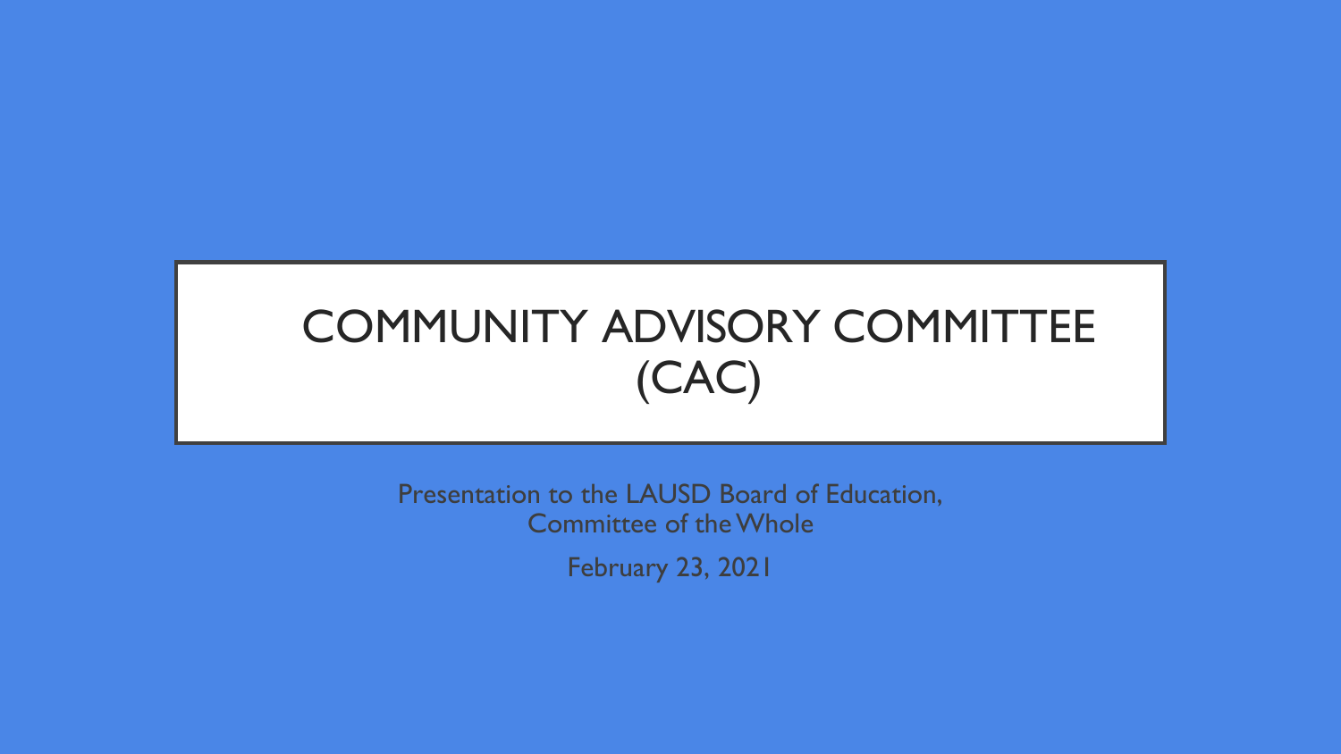# COMMUNITY ADVISORY COMMITTEE (CAC)

Presentation to the LAUSD Board of Education, Committee of the Whole

February 23, 2021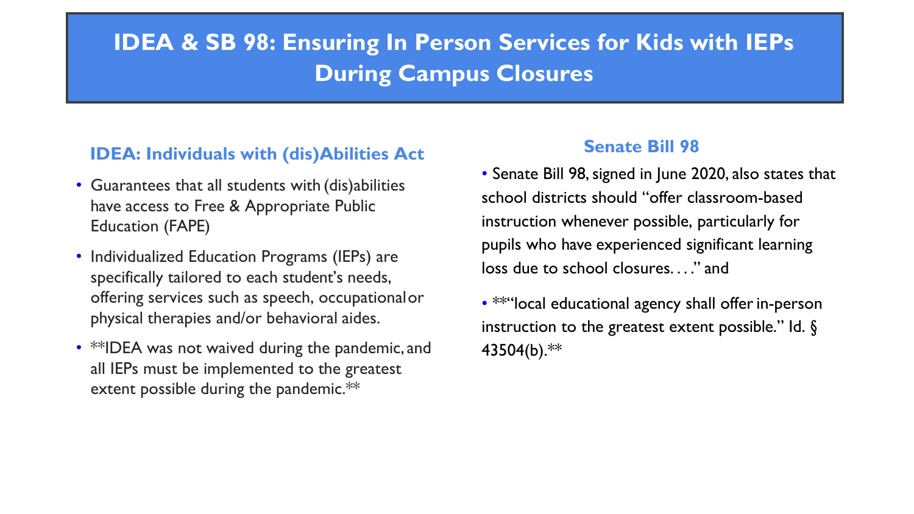# IDEA & SB 98: Ensuring In Person Services for Kids with IEPs During Campus Closures

## IDEA: Individuals with (dis)Abilities Act

- Guarantees that all students with (dis)abilities have access to Free & Appropriate Public Education (FAPE)
- Individualized Education Programs (IEPs) are specifically tailored to each student's needs, offering services such as speech, occupational or physical therapies and/or behavioral aides.
- **IDEA was not waived during the pandemic, and all IEPs must be implemented to the greatest extent possible during the pandemic.**

## Senate Bill 98

- Senate Bill 98, signed in June 2020, also states that school districts should "offer classroom-based instruction whenever possible, particularly for pupils who have experienced significant learning loss due to school closures. . . ." and
- **"local educational agency shall offer in-person instruction to the greatest extent possible." Id. § 43504(b).**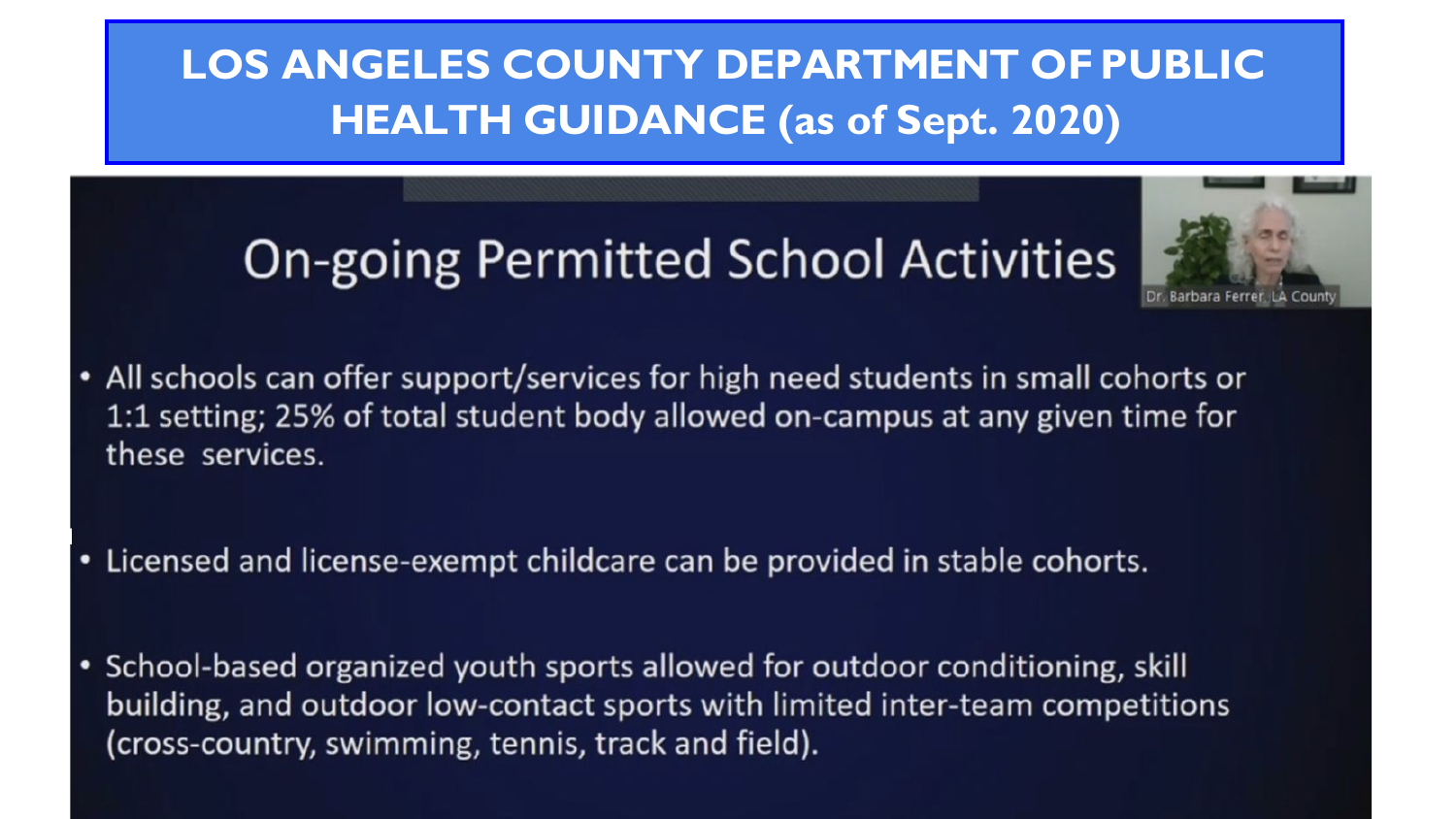# LOS ANGELES COUNTY DEPARTMENT OF PUBLIC HEALTH GUIDANCE (as of Sept. 2020)

## On-going Permitted School Activities

Dr. Barbara Ferrer, LA County

- All schools can offer support/services for high need students in small cohorts or 1:1 setting; 25% of total student body allowed on-campus at any given time for these services.
- Licensed and license-exempt childcare can be provided in stable cohorts.
- School-based organized youth sports allowed for outdoor conditioning, skill building, and outdoor low-contact sports with limited inter-team competitions (cross-country, swimming, tennis, track and field).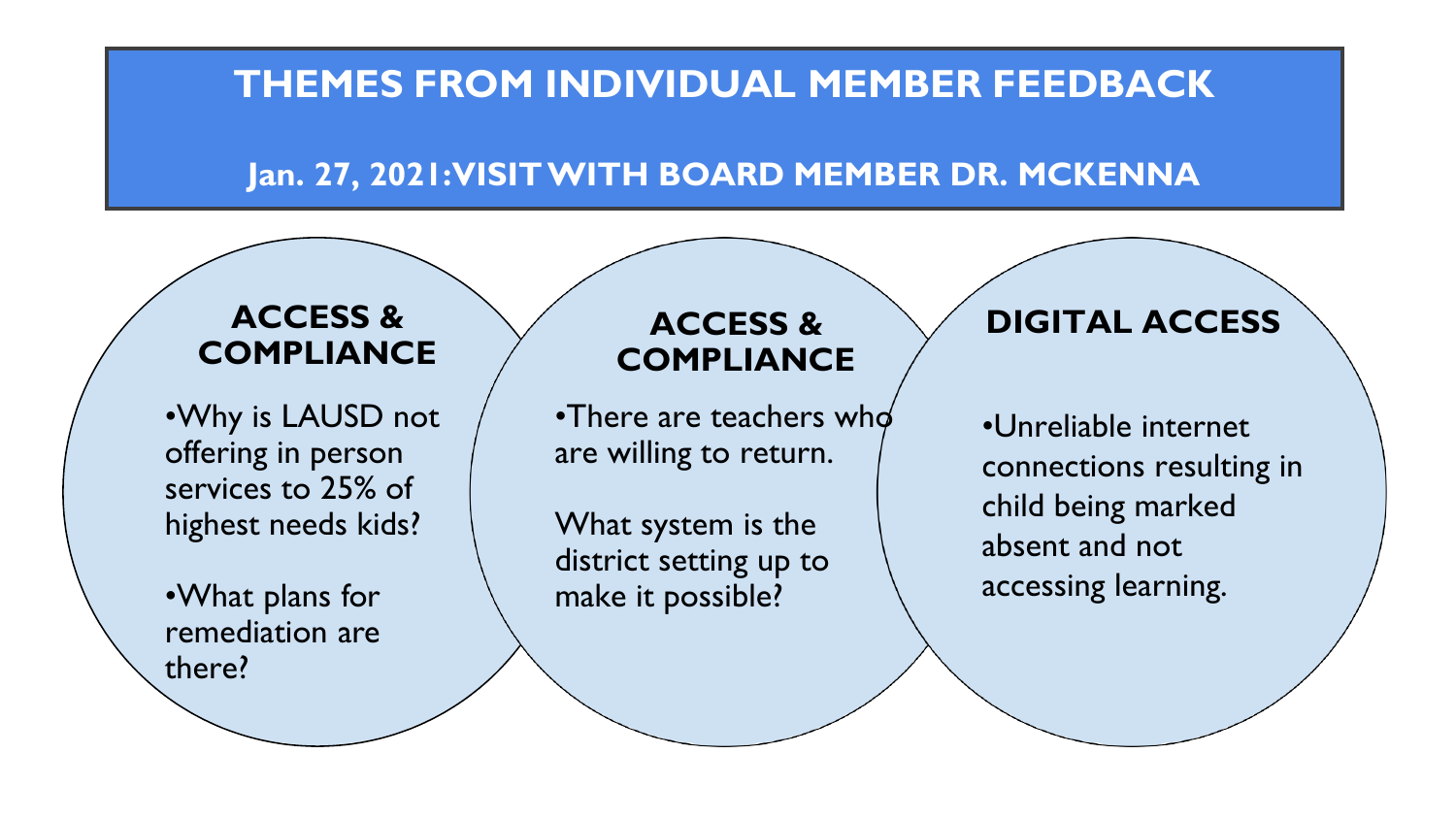# THEMES FROM INDIVIDUAL MEMBER FEEDBACK

## Jan. 27, 2021: VISIT WITH BOARD MEMBER DR. MCKENNA

### ACCESS & COMPLIANCE

- Why is LAUSD not offering in person services to 25% of highest needs kids?
- What plans for remediation are there?

### ACCESS & COMPLIANCE

- There are teachers who are willing to return.

What system is the district setting up to make it possible?

### DIGITAL ACCESS

- Unreliable internet connections resulting in child being marked absent and not accessing learning.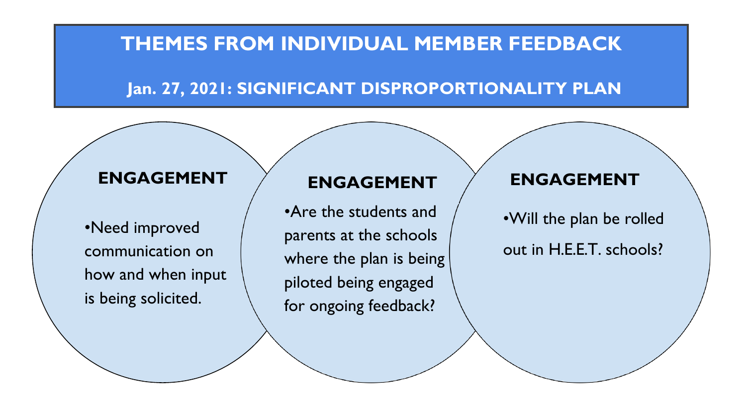# THEMES FROM INDIVIDUAL MEMBER FEEDBACK

## Jan. 27, 2021: SIGNIFICANT DISPROPORTIONALITY PLAN

### ENGAGEMENT

- Need improved communication on how and when input is being solicited.

### ENGAGEMENT

- Are the students and parents at the schools where the plan is being piloted being engaged for ongoing feedback?

### ENGAGEMENT

- Will the plan be rolled out in H.E.E.T. schools?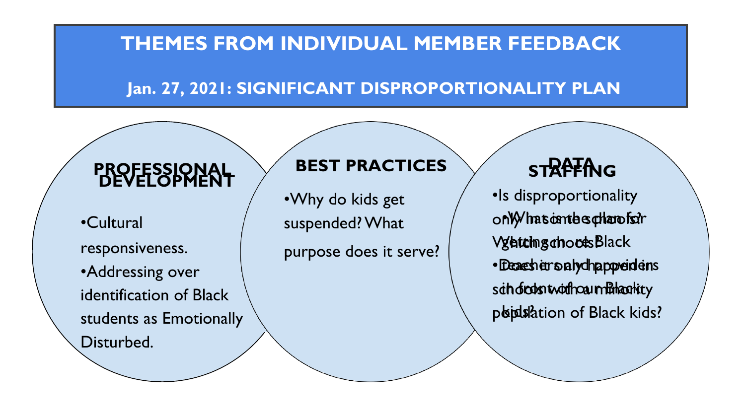# THEMES FROM INDIVIDUAL MEMBER FEEDBACK

## Jan. 27, 2021: SIGNIFICANT DISPROPORTIONALITY PLAN

### PROFESSIONAL DEVELOPMENT

- Cultural responsiveness.
- Addressing over identification of Black students as Emotionally Disturbed.

### BEST PRACTICES

- Why do kids get suspended? What purpose does it serve?

### DATA

- Is disproportionality only in some schools? Which schools?
- Does it only happen in schools with a minority population of Black kids?

### STAFFING

- What is the plan for getting more Black teachers and providers in front of our Black kids?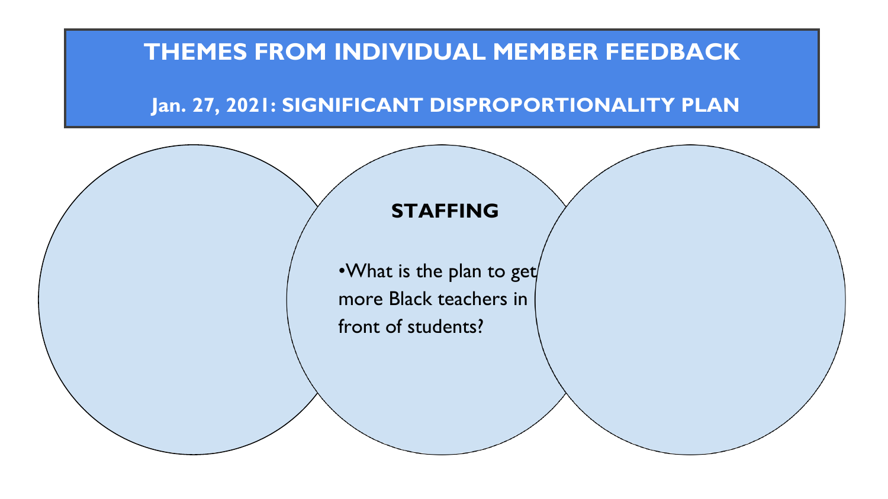# THEMES FROM INDIVIDUAL MEMBER FEEDBACK

## Jan. 27, 2021: SIGNIFICANT DISPROPORTIONALITY PLAN

### STAFFING

- What is the plan to get more Black teachers in front of students?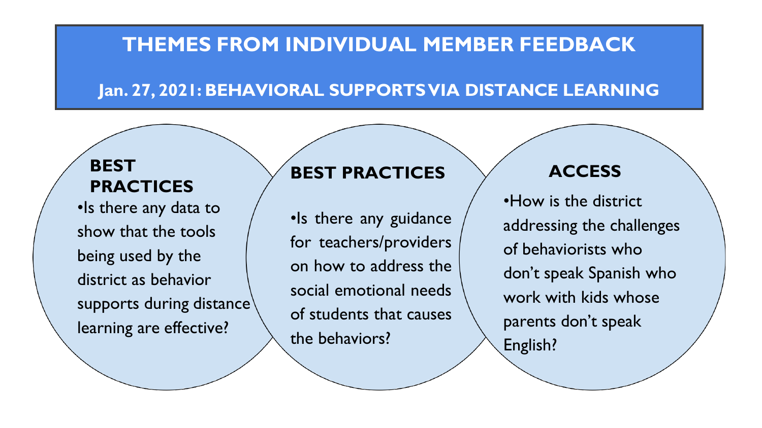# THEMES FROM INDIVIDUAL MEMBER FEEDBACK

## Jan. 27, 2021: BEHAVIORAL SUPPORTS VIA DISTANCE LEARNING

### BEST PRACTICES

- Is there any data to show that the tools being used by the district as behavior supports during distance learning are effective?

### BEST PRACTICES

- Is there any guidance for teachers/providers on how to address the social emotional needs of students that causes the behaviors?

### ACCESS

- How is the district addressing the challenges of behaviorists who don't speak Spanish who work with kids whose parents don't speak English?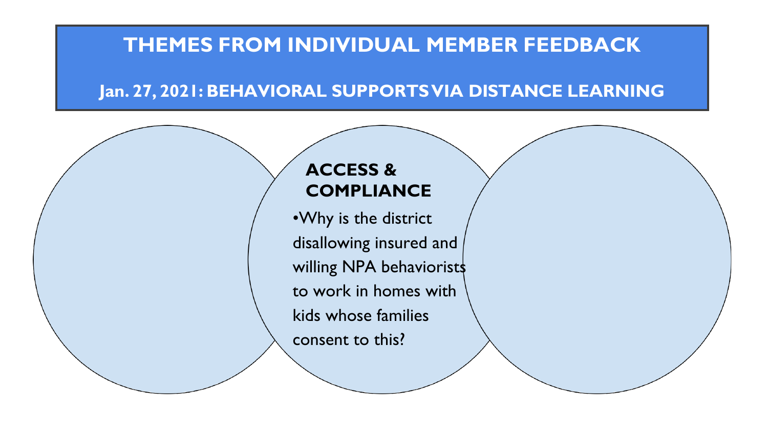# THEMES FROM INDIVIDUAL MEMBER FEEDBACK

## Jan. 27, 2021: BEHAVIORAL SUPPORTS VIA DISTANCE LEARNING

### ACCESS & COMPLIANCE

- Why is the district disallowing insured and willing NPA behaviorists to work in homes with kids whose families consent to this?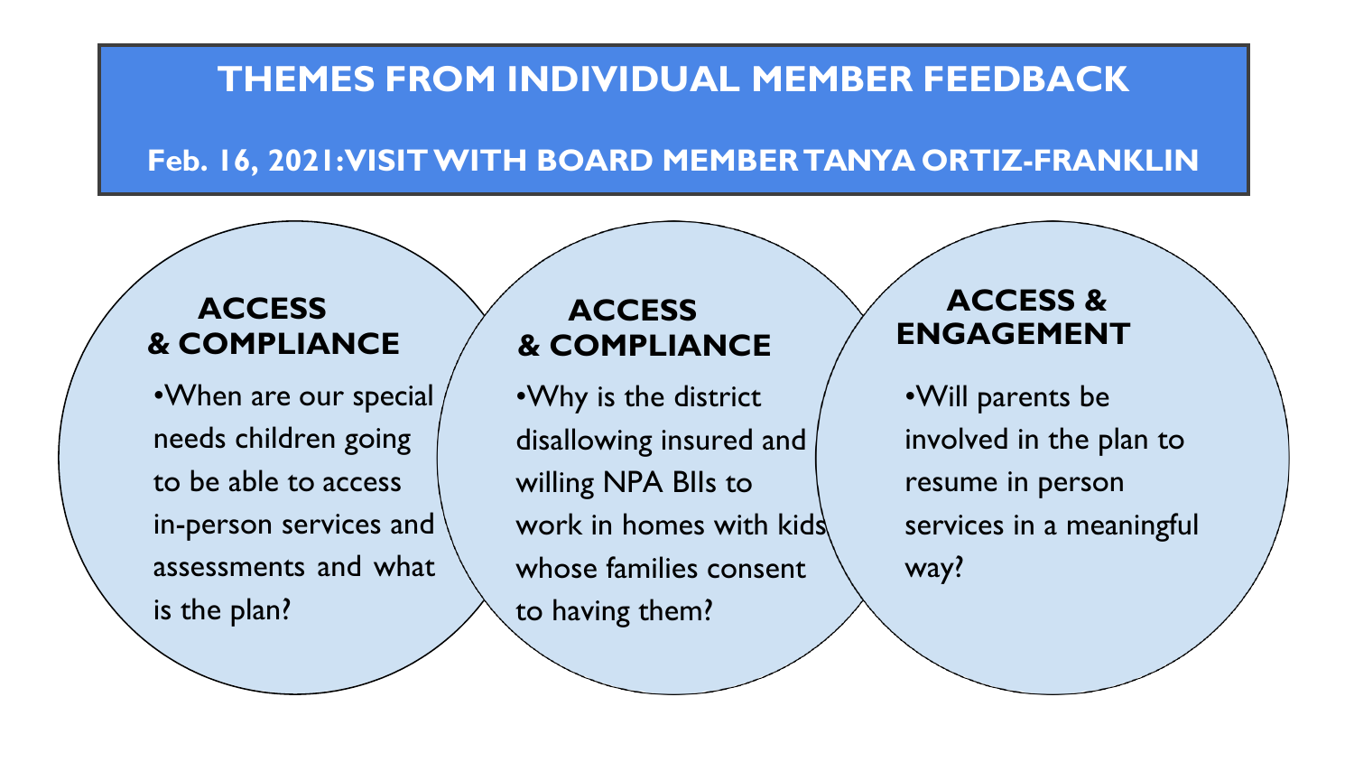# THEMES FROM INDIVIDUAL MEMBER FEEDBACK

## Feb. 16, 2021: VISIT WITH BOARD MEMBER TANYA ORTIZ-FRANKLIN

### ACCESS & COMPLIANCE

- When are our special needs children going to be able to access in-person services and assessments and what is the plan?

### ACCESS & COMPLIANCE

- Why is the district disallowing insured and willing NPA BIIs to work in homes with kids whose families consent to having them?

### ACCESS & ENGAGEMENT

- Will parents be involved in the plan to resume in person services in a meaningful way?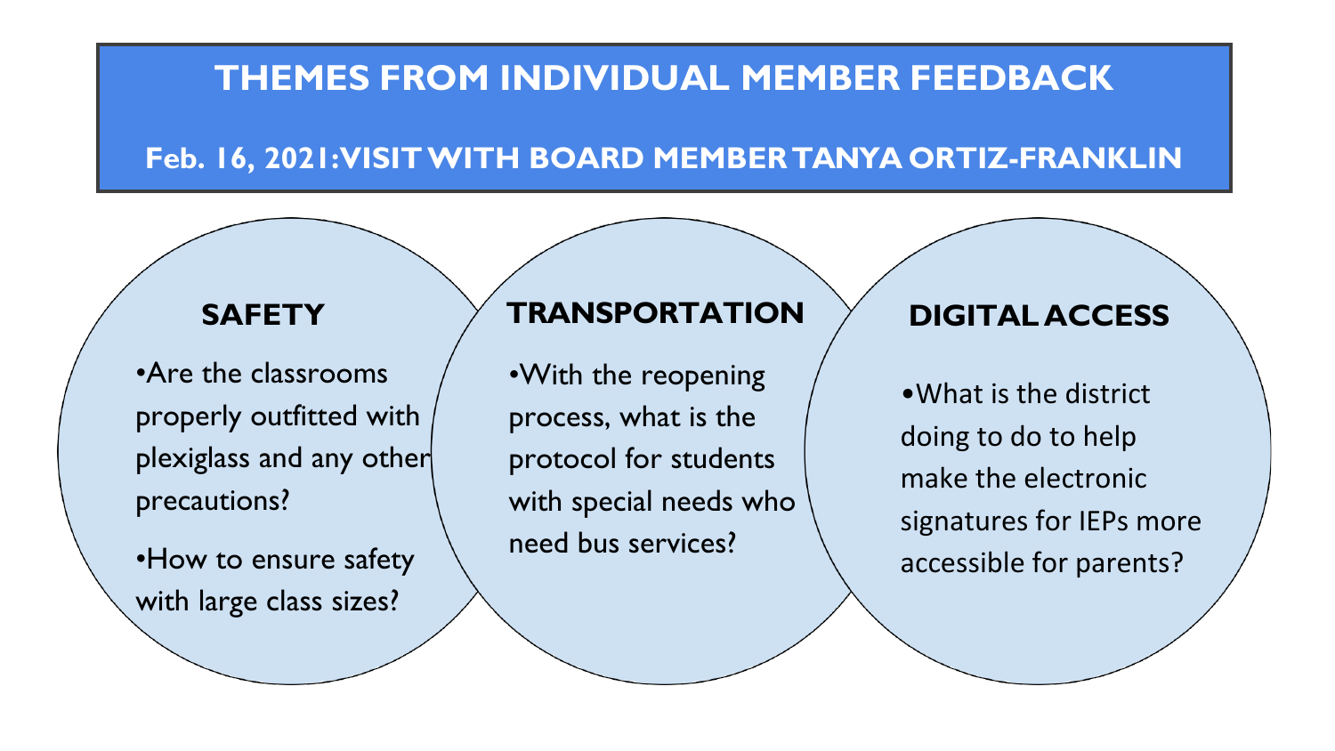# THEMES FROM INDIVIDUAL MEMBER FEEDBACK

## Feb. 16, 2021: VISIT WITH BOARD MEMBER TANYA ORTIZ-FRANKLIN

### SAFETY

- Are the classrooms properly outfitted with plexiglass and any other precautions?
- How to ensure safety with large class sizes?

### TRANSPORTATION

- With the reopening process, what is the protocol for students with special needs who need bus services?

### DIGITAL ACCESS

- What is the district doing to do to help make the electronic signatures for IEPs more accessible for parents?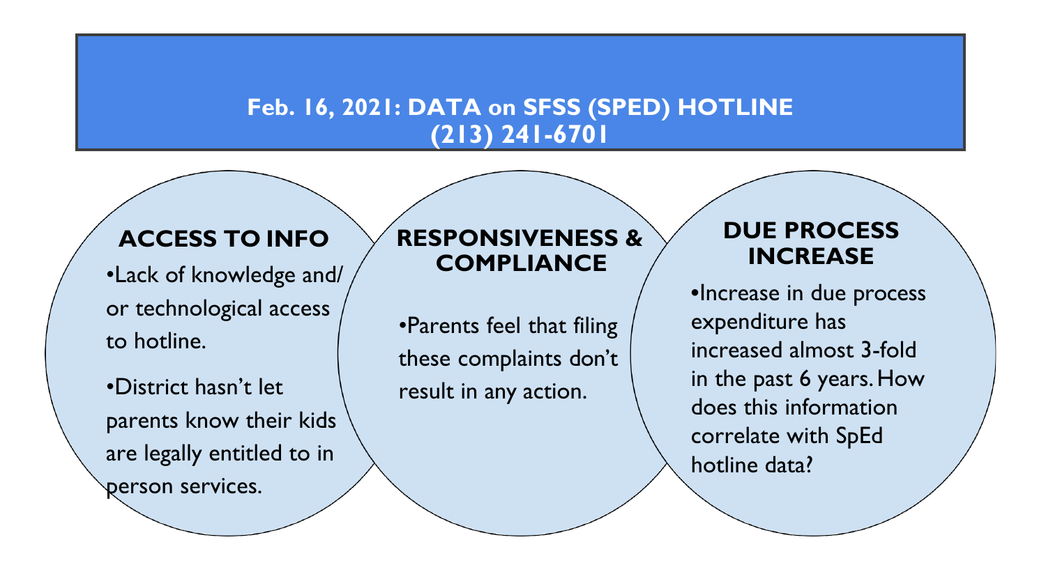# Feb. 16, 2021: DATA on SFSS (SPED) HOTLINE (213) 241-6701

## ACCESS TO INFO

- Lack of knowledge and/ or technological access to hotline.
- District hasn't let parents know their kids are legally entitled to in person services.

## RESPONSIVENESS & COMPLIANCE

- Parents feel that filing these complaints don't result in any action.

## DUE PROCESS INCREASE

- Increase in due process expenditure has increased almost 3-fold in the past 6 years. How does this information correlate with SpEd hotline data?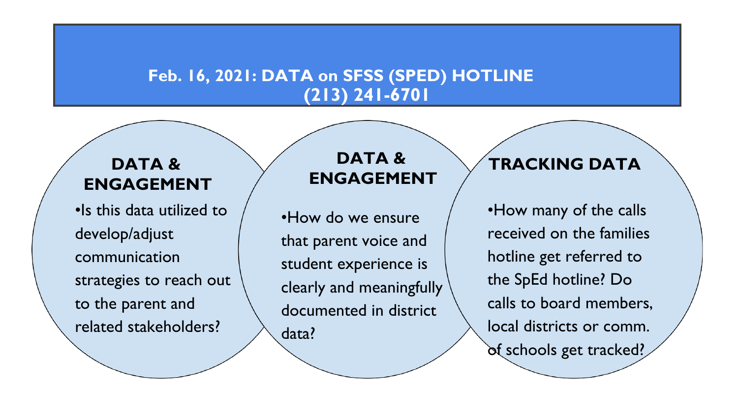# Feb. 16, 2021: DATA on SFSS (SPED) HOTLINE (213) 241-6701

## DATA & ENGAGEMENT

- Is this data utilized to develop/adjust communication strategies to reach out to the parent and related stakeholders?

## DATA & ENGAGEMENT

- How do we ensure that parent voice and student experience is clearly and meaningfully documented in district data?

## TRACKING DATA

- How many of the calls received on the families hotline get referred to the SpEd hotline? Do calls to board members, local districts or comm. of schools get tracked?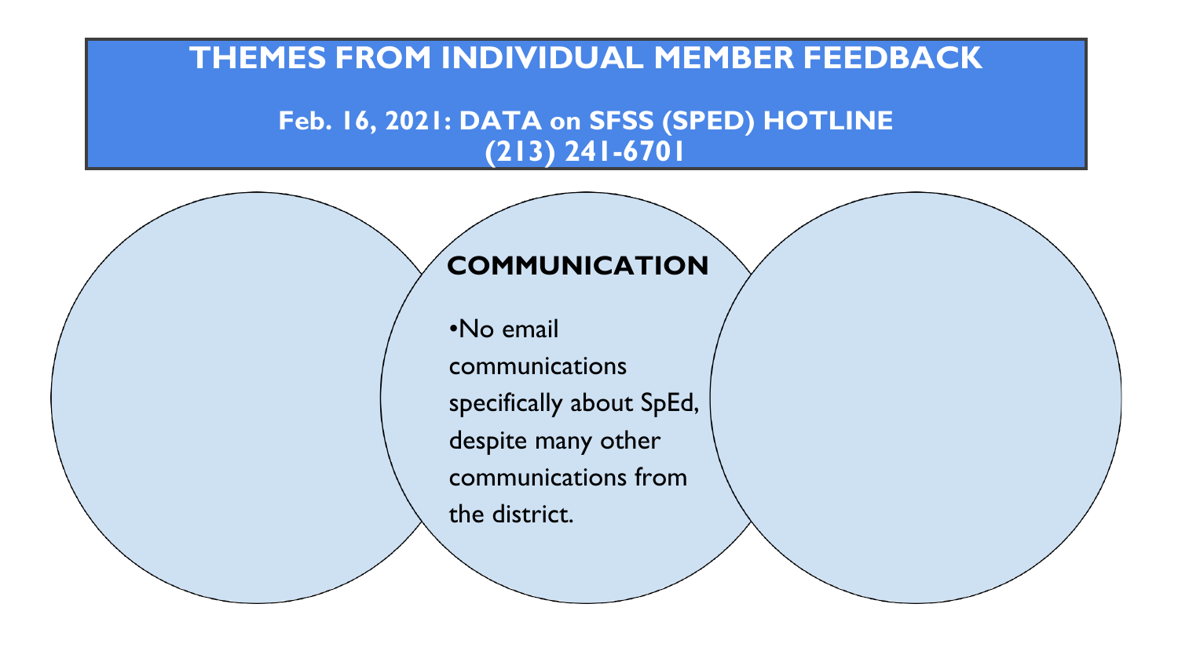# THEMES FROM INDIVIDUAL MEMBER FEEDBACK

## Feb. 16, 2021: DATA on SFSS (SPED) HOTLINE (213) 241-6701

### COMMUNICATION

- No email communications specifically about SpEd, despite many other communications from the district.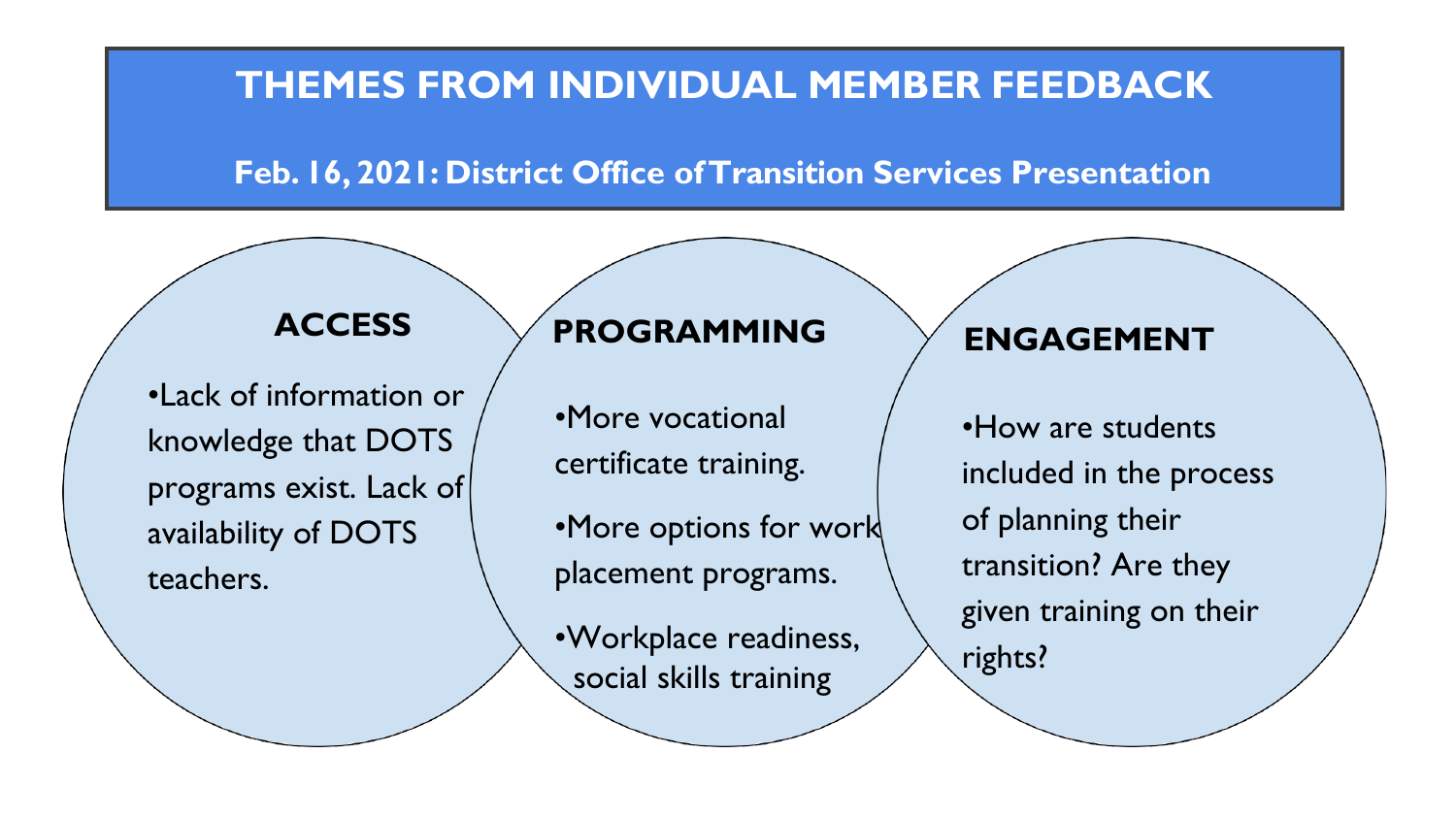# THEMES FROM INDIVIDUAL MEMBER FEEDBACK

**Feb. 16, 2021: District Office of Transition Services Presentation**

## ACCESS

- Lack of information or knowledge that DOTS programs exist. Lack of availability of DOTS teachers.

## PROGRAMMING

- More vocational certificate training.
- More options for work placement programs.
- Workplace readiness, social skills training

## ENGAGEMENT

- How are students included in the process of planning their transition? Are they given training on their rights?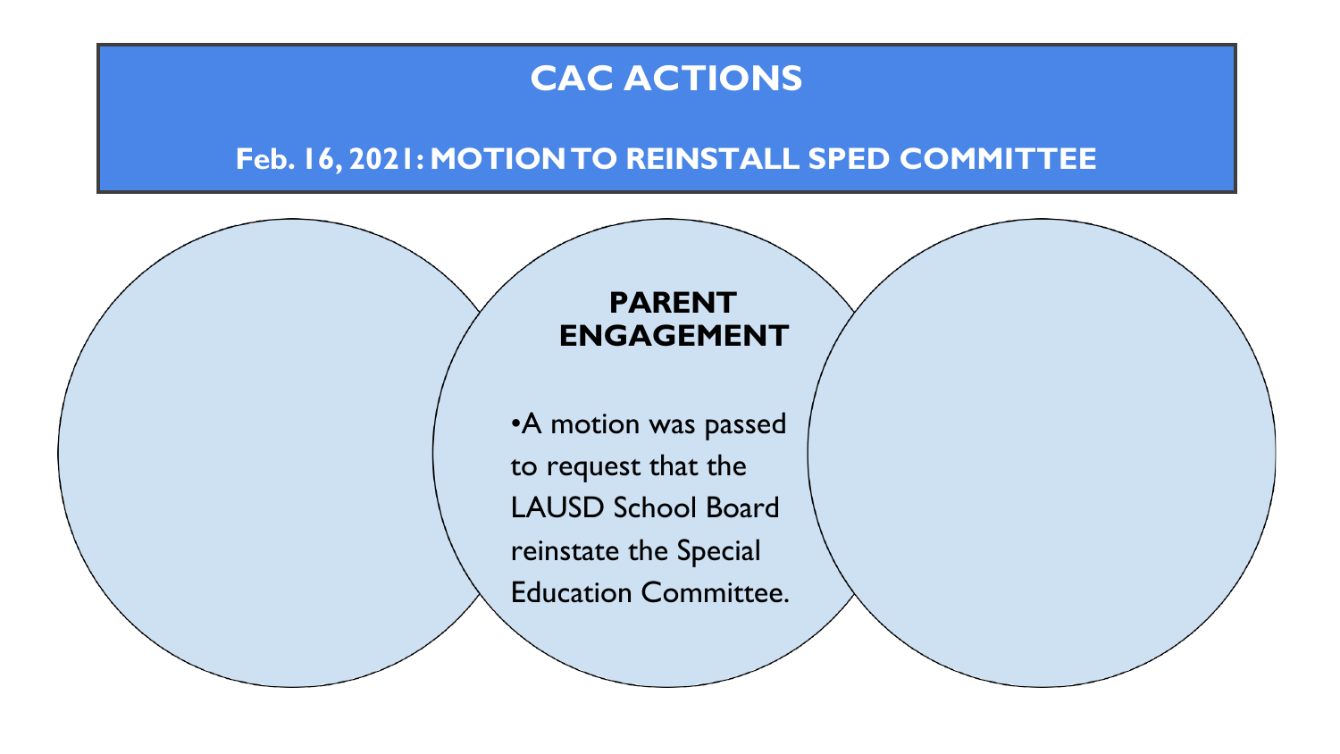# CAC ACTIONS

## Feb. 16, 2021: MOTION TO REINSTALL SPED COMMITTEE

### PARENT ENGAGEMENT

- A motion was passed to request that the LAUSD School Board reinstate the Special Education Committee.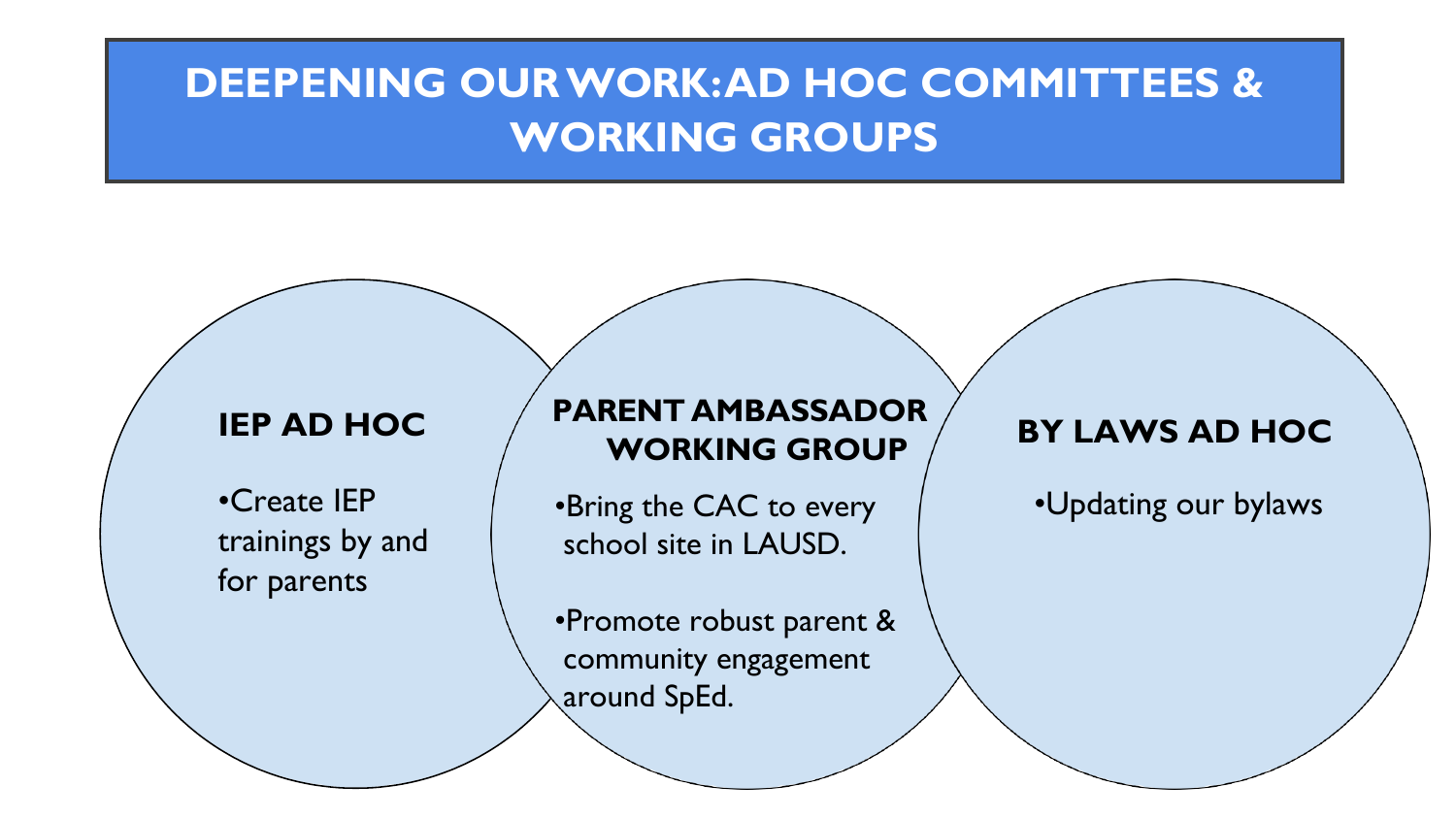# DEEPENING OUR WORK: AD HOC COMMITTEES & WORKING GROUPS

## IEP AD HOC

- Create IEP trainings by and for parents

## PARENT AMBASSADOR WORKING GROUP

- Bring the CAC to every school site in LAUSD.
- Promote robust parent & community engagement around SpEd.

## BY LAWS AD HOC

- Updating our bylaws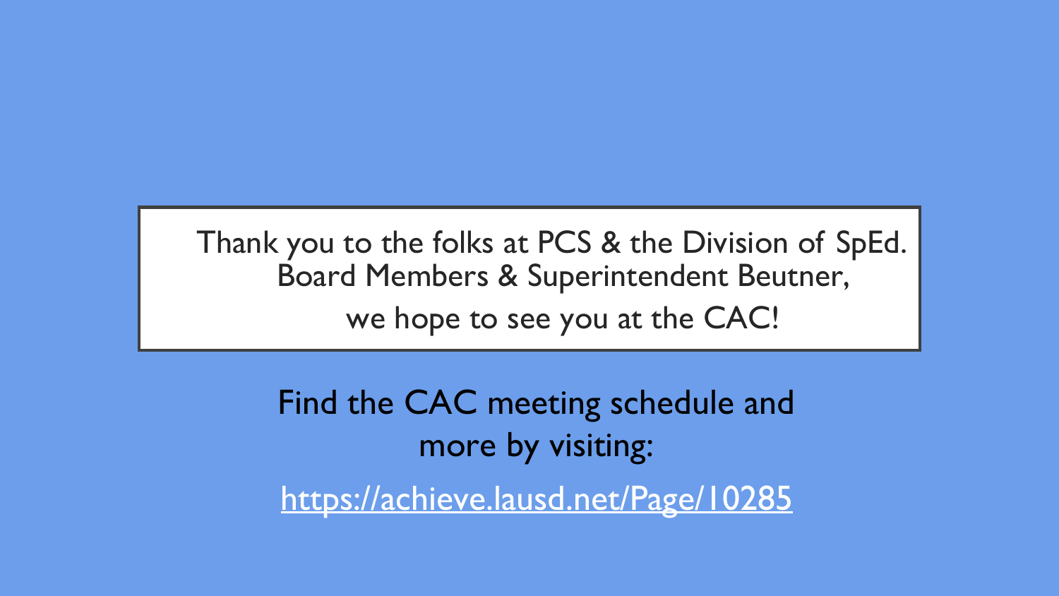Thank you to the folks at PCS & the Division of SpEd.
Board Members & Superintendent Beutner,
we hope to see you at the CAC!

Find the CAC meeting schedule and more by visiting:

https://achieve.lausd.net/Page/10285